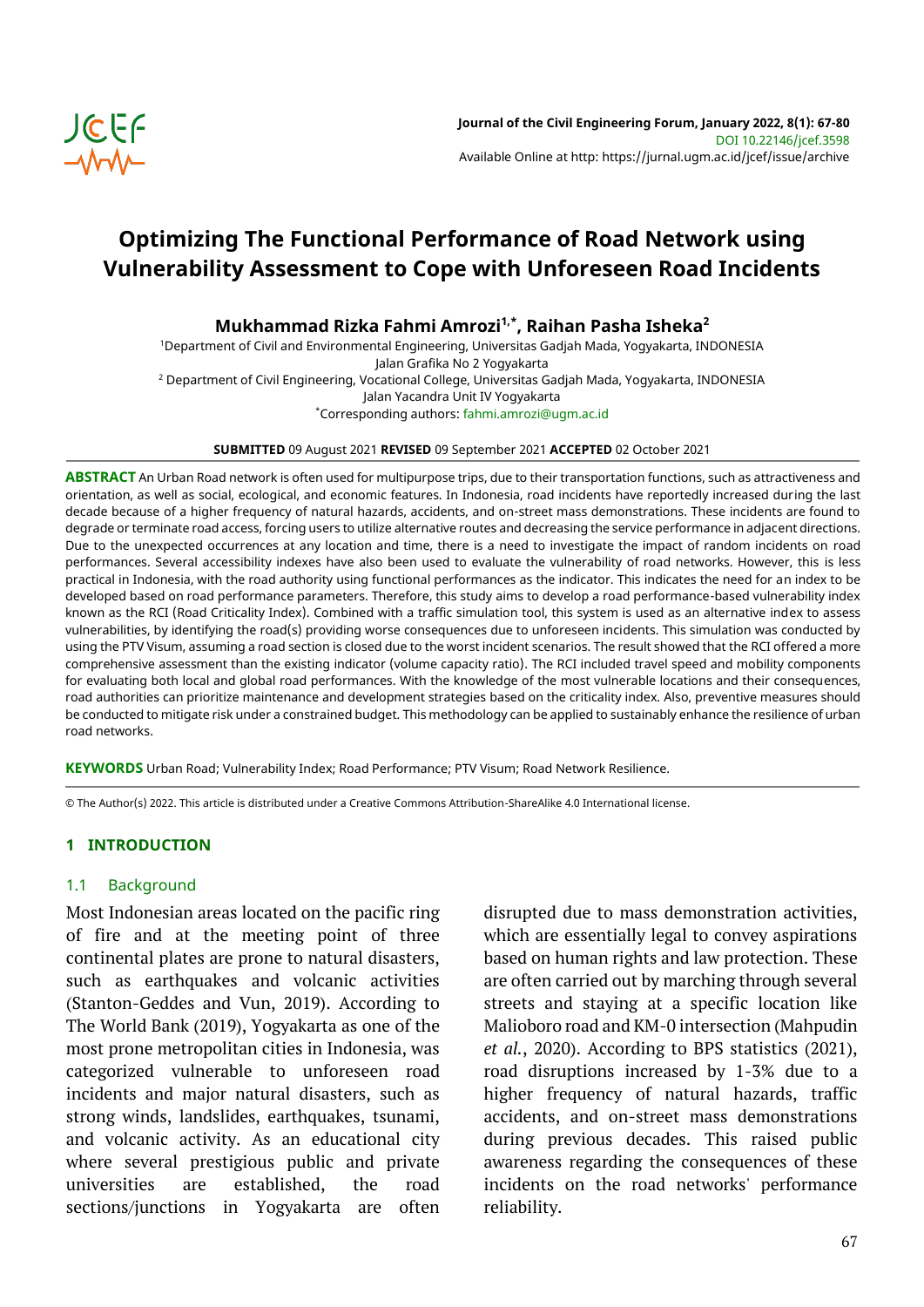# Optimizing The Functional Performance of Road Network using Vulnerability Assessment to Cope with Unforeseen Road Incidents

**Mukhammad Rizka Fahmi Amrozi[1,*], Raihan Pasha Isheka[2]**

[1]Department of Civil and Environmental Engineering, Universitas Gadjah Mada, Yogyakarta, INDONESIA
Jalan Grafika No 2 Yogyakarta
[2] Department of Civil Engineering, Vocational College, Universitas Gadjah Mada, Yogyakarta, INDONESIA
Jalan Yacandra Unit IV Yogyakarta
[*]Corresponding authors: fahmi.amrozi@ugm.ac.id

**SUBMITTED** 09 August 2021 **REVISED** 09 September 2021 **ACCEPTED** 02 October 2021

**ABSTRACT** An Urban Road network is often used for multipurpose trips, due to their transportation functions, such as attractiveness and orientation, as well as social, ecological, and economic features. In Indonesia, road incidents have reportedly increased during the last decade because of a higher frequency of natural hazards, accidents, and on-street mass demonstrations. These incidents are found to degrade or terminate road access, forcing users to utilize alternative routes and decreasing the service performance in adjacent directions. Due to the unexpected occurrences at any location and time, there is a need to investigate the impact of random incidents on road performances. Several accessibility indexes have also been used to evaluate the vulnerability of road networks. However, this is less practical in Indonesia, with the road authority using functional performances as the indicator. This indicates the need for an index to be developed based on road performance parameters. Therefore, this study aims to develop a road performance-based vulnerability index known as the RCI (Road Criticality Index). Combined with a traffic simulation tool, this system is used as an alternative index to assess vulnerabilities, by identifying the road(s) providing worse consequences due to unforeseen incidents. This simulation was conducted by using the PTV Visum, assuming a road section is closed due to the worst incident scenarios. The result showed that the RCI offered a more comprehensive assessment than the existing indicator (volume capacity ratio). The RCI included travel speed and mobility components for evaluating both local and global road performances. With the knowledge of the most vulnerable locations and their consequences, road authorities can prioritize maintenance and development strategies based on the criticality index. Also, preventive measures should be conducted to mitigate risk under a constrained budget. This methodology can be applied to sustainably enhance the resilience of urban road networks.

**KEYWORDS** Urban Road; Vulnerability Index; Road Performance; PTV Visum; Road Network Resilience.

© The Author(s) 2022. This article is distributed under a Creative Commons Attribution-ShareAlike 4.0 International license.

## 1 INTRODUCTION

### 1.1 Background

Most Indonesian areas located on the pacific ring of fire and at the meeting point of three continental plates are prone to natural disasters, such as earthquakes and volcanic activities (Stanton-Geddes and Vun, 2019). According to The World Bank (2019), Yogyakarta as one of the most prone metropolitan cities in Indonesia, was categorized vulnerable to unforeseen road incidents and major natural disasters, such as strong winds, landslides, earthquakes, tsunami, and volcanic activity. As an educational city where several prestigious public and private universities are established, the road sections/junctions in Yogyakarta are often disrupted due to mass demonstration activities, which are essentially legal to convey aspirations based on human rights and law protection. These are often carried out by marching through several streets and staying at a specific location like Malioboro road and KM-0 intersection (Mahpudin *et al.*, 2020). According to BPS statistics (2021), road disruptions increased by 1-3% due to a higher frequency of natural hazards, traffic accidents, and on-street mass demonstrations during previous decades. This raised public awareness regarding the consequences of these incidents on the road networks' performance reliability.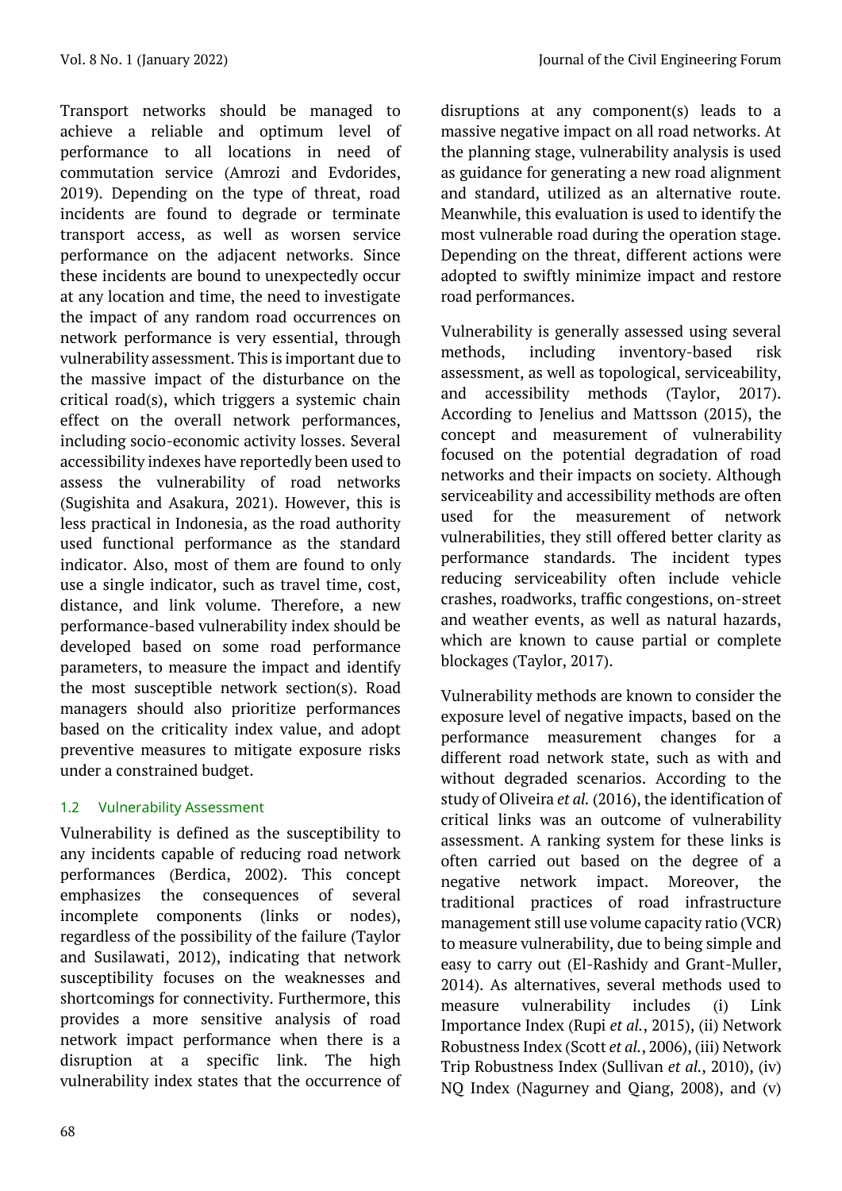Transport networks should be managed to achieve a reliable and optimum level of performance to all locations in need of commutation service (Amrozi and Evdorides, 2019). Depending on the type of threat, road incidents are found to degrade or terminate transport access, as well as worsen service performance on the adjacent networks. Since these incidents are bound to unexpectedly occur at any location and time, the need to investigate the impact of any random road occurrences on network performance is very essential, through vulnerability assessment. This is important due to the massive impact of the disturbance on the critical road(s), which triggers a systemic chain effect on the overall network performances, including socio-economic activity losses. Several accessibility indexes have reportedly been used to assess the vulnerability of road networks (Sugishita and Asakura, 2021). However, this is less practical in Indonesia, as the road authority used functional performance as the standard indicator. Also, most of them are found to only use a single indicator, such as travel time, cost, distance, and link volume. Therefore, a new performance-based vulnerability index should be developed based on some road performance parameters, to measure the impact and identify the most susceptible network section(s). Road managers should also prioritize performances based on the criticality index value, and adopt preventive measures to mitigate exposure risks under a constrained budget.

### 1.2 Vulnerability Assessment

Vulnerability is defined as the susceptibility to any incidents capable of reducing road network performances (Berdica, 2002). This concept emphasizes the consequences of several incomplete components (links or nodes), regardless of the possibility of the failure (Taylor and Susilawati, 2012), indicating that network susceptibility focuses on the weaknesses and shortcomings for connectivity. Furthermore, this provides a more sensitive analysis of road network impact performance when there is a disruption at a specific link. The high vulnerability index states that the occurrence of disruptions at any component(s) leads to a massive negative impact on all road networks. At the planning stage, vulnerability analysis is used as guidance for generating a new road alignment and standard, utilized as an alternative route. Meanwhile, this evaluation is used to identify the most vulnerable road during the operation stage. Depending on the threat, different actions were adopted to swiftly minimize impact and restore road performances.

Vulnerability is generally assessed using several methods, including inventory-based risk assessment, as well as topological, serviceability, and accessibility methods (Taylor, 2017). According to Jenelius and Mattsson (2015), the concept and measurement of vulnerability focused on the potential degradation of road networks and their impacts on society. Although serviceability and accessibility methods are often used for the measurement of network vulnerabilities, they still offered better clarity as performance standards. The incident types reducing serviceability often include vehicle crashes, roadworks, traffic congestions, on-street and weather events, as well as natural hazards, which are known to cause partial or complete blockages (Taylor, 2017).

Vulnerability methods are known to consider the exposure level of negative impacts, based on the performance measurement changes for a different road network state, such as with and without degraded scenarios. According to the study of Oliveira *et al.* (2016), the identification of critical links was an outcome of vulnerability assessment. A ranking system for these links is often carried out based on the degree of a negative network impact. Moreover, the traditional practices of road infrastructure management still use volume capacity ratio (VCR) to measure vulnerability, due to being simple and easy to carry out (El-Rashidy and Grant-Muller, 2014). As alternatives, several methods used to measure vulnerability includes (i) Link Importance Index (Rupi *et al.*, 2015), (ii) Network Robustness Index (Scott *et al.*, 2006), (iii) Network Trip Robustness Index (Sullivan *et al.*, 2010), (iv) NQ Index (Nagurney and Qiang, 2008), and (v)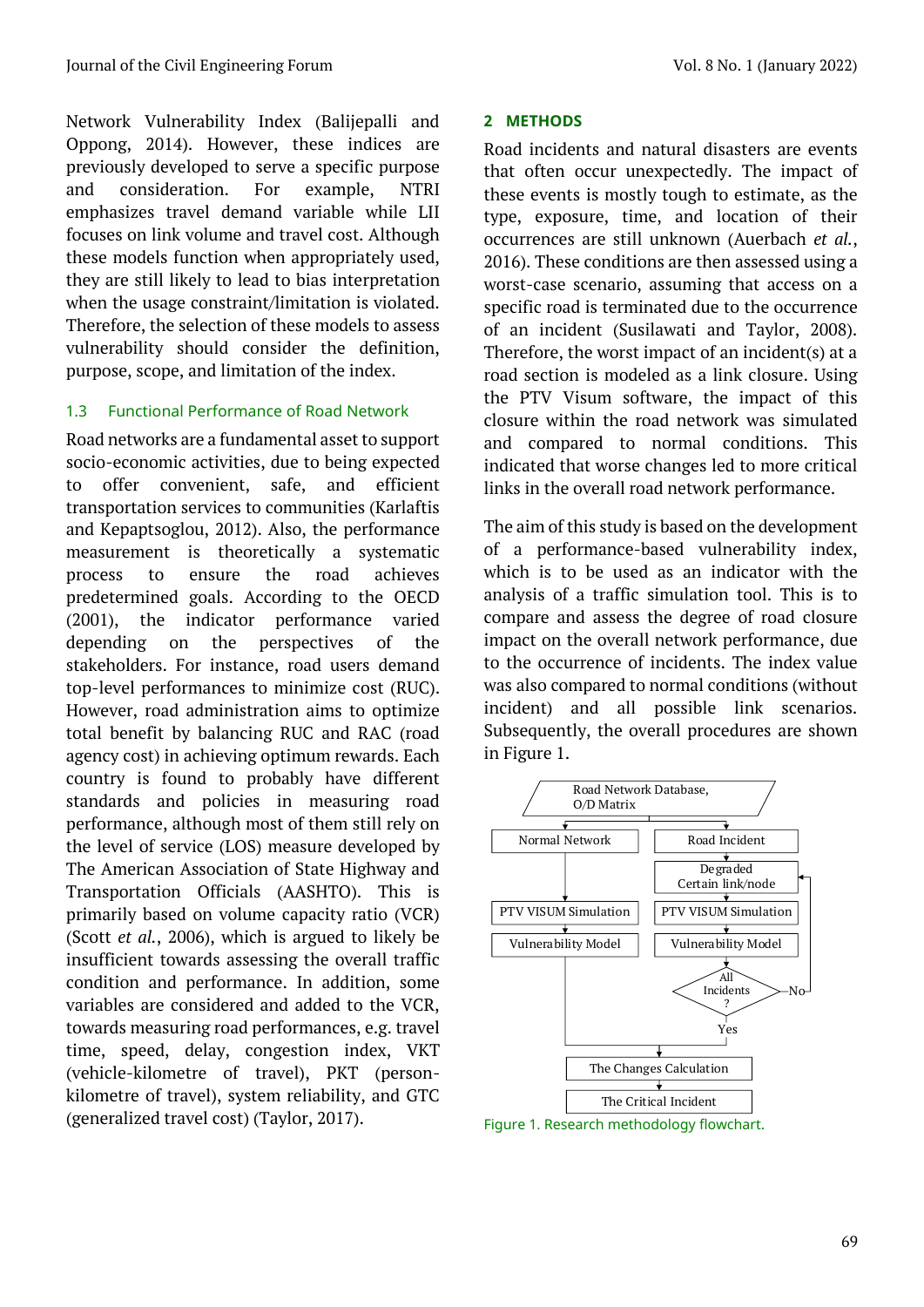Network Vulnerability Index (Balijepalli and Oppong, 2014). However, these indices are previously developed to serve a specific purpose and consideration. For example, NTRI emphasizes travel demand variable while LII focuses on link volume and travel cost. Although these models function when appropriately used, they are still likely to lead to bias interpretation when the usage constraint/limitation is violated. Therefore, the selection of these models to assess vulnerability should consider the definition, purpose, scope, and limitation of the index.

### 1.3 Functional Performance of Road Network

Road networks are a fundamental asset to support socio-economic activities, due to being expected to offer convenient, safe, and efficient transportation services to communities (Karlaftis and Kepaptsoglou, 2012). Also, the performance measurement is theoretically a systematic process to ensure the road achieves predetermined goals. According to the OECD (2001), the indicator performance varied depending on the perspectives of the stakeholders. For instance, road users demand top-level performances to minimize cost (RUC). However, road administration aims to optimize total benefit by balancing RUC and RAC (road agency cost) in achieving optimum rewards. Each country is found to probably have different standards and policies in measuring road performance, although most of them still rely on the level of service (LOS) measure developed by The American Association of State Highway and Transportation Officials (AASHTO). This is primarily based on volume capacity ratio (VCR) (Scott *et al.*, 2006), which is argued to likely be insufficient towards assessing the overall traffic condition and performance. In addition, some variables are considered and added to the VCR, towards measuring road performances, e.g. travel time, speed, delay, congestion index, VKT (vehicle-kilometre of travel), PKT (person-kilometre of travel), system reliability, and GTC (generalized travel cost) (Taylor, 2017).

## 2 METHODS

Road incidents and natural disasters are events that often occur unexpectedly. The impact of these events is mostly tough to estimate, as the type, exposure, time, and location of their occurrences are still unknown (Auerbach *et al.*, 2016). These conditions are then assessed using a worst-case scenario, assuming that access on a specific road is terminated due to the occurrence of an incident (Susilawati and Taylor, 2008). Therefore, the worst impact of an incident(s) at a road section is modeled as a link closure. Using the PTV Visum software, the impact of this closure within the road network was simulated and compared to normal conditions. This indicated that worse changes led to more critical links in the overall road network performance.

The aim of this study is based on the development of a performance-based vulnerability index, which is to be used as an indicator with the analysis of a traffic simulation tool. This is to compare and assess the degree of road closure impact on the overall network performance, due to the occurrence of incidents. The index value was also compared to normal conditions (without incident) and all possible link scenarios. Subsequently, the overall procedures are shown in Figure 1.

```
Road Network Database, O/D Matrix
├── Normal Network
│   └── PTV VISUM Simulation
│       └── Vulnerability Model ──────────────┐
└── Road Incident                             │
    └── Degraded Certain link/node  <──┐      │
        └── PTV VISUM Simulation       │      │
            └── Vulnerability Model    │      │
                └── All Incidents? ─No─┘      │
                    └── Yes ──────────────────┤
                                              ▼
                              The Changes Calculation
                                      ▼
                              The Critical Incident
```

Figure 1. Research methodology flowchart.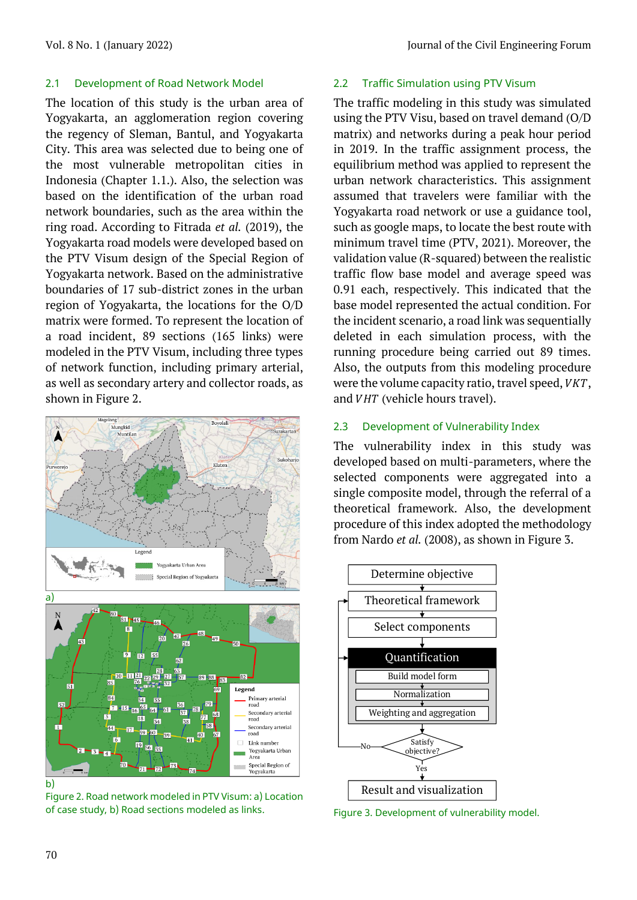## 2.1 Development of Road Network Model

The location of this study is the urban area of Yogyakarta, an agglomeration region covering the regency of Sleman, Bantul, and Yogyakarta City. This area was selected due to being one of the most vulnerable metropolitan cities in Indonesia (Chapter 1.1.). Also, the selection was based on the identification of the urban road network boundaries, such as the area within the ring road. According to Fitrada *et al.* (2019), the Yogyakarta road models were developed based on the PTV Visum design of the Special Region of Yogyakarta network. Based on the administrative boundaries of 17 sub-district zones in the urban region of Yogyakarta, the locations for the O/D matrix were formed. To represent the location of a road incident, 89 sections (165 links) were modeled in the PTV Visum, including three types of network function, including primary arterial, as well as secondary artery and collector roads, as shown in Figure 2.

Figure 2. Road network modeled in PTV Visum: a) Location of case study, b) Road sections modeled as links.

## 2.2 Traffic Simulation using PTV Visum

The traffic modeling in this study was simulated using the PTV Visu, based on travel demand (O/D matrix) and networks during a peak hour period in 2019. In the traffic assignment process, the equilibrium method was applied to represent the urban network characteristics. This assignment assumed that travelers were familiar with the Yogyakarta road network or use a guidance tool, such as google maps, to locate the best route with minimum travel time (PTV, 2021). Moreover, the validation value (R-squared) between the realistic traffic flow base model and average speed was 0.91 each, respectively. This indicated that the base model represented the actual condition. For the incident scenario, a road link was sequentially deleted in each simulation process, with the running procedure being carried out 89 times. Also, the outputs from this modeling procedure were the volume capacity ratio, travel speed, $VKT$, and $VHT$ (vehicle hours travel).

## 2.3 Development of Vulnerability Index

The vulnerability index in this study was developed based on multi-parameters, where the selected components were aggregated into a single composite model, through the referral of a theoretical framework. Also, the development procedure of this index adopted the methodology from Nardo *et al.* (2008), as shown in Figure 3.

Figure 3. Development of vulnerability model.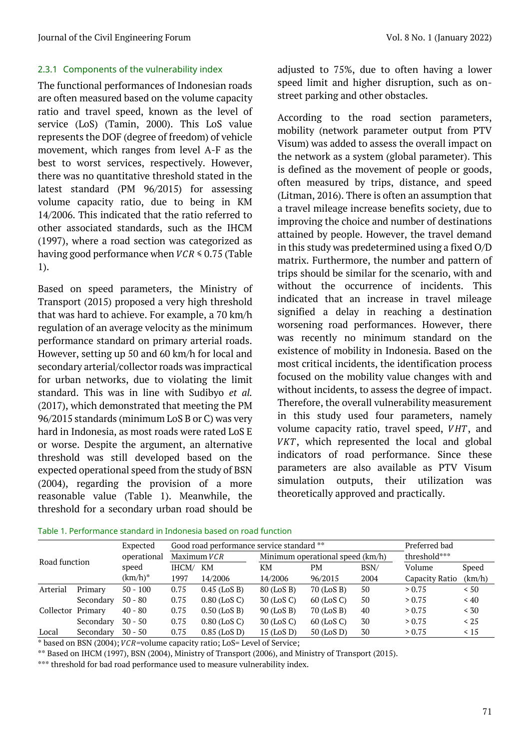#### 2.3.1 Components of the vulnerability index

The functional performances of Indonesian roads are often measured based on the volume capacity ratio and travel speed, known as the level of service (LoS) (Tamin, 2000). This LoS value represents the DOF (degree of freedom) of vehicle movement, which ranges from level A-F as the best to worst services, respectively. However, there was no quantitative threshold stated in the latest standard (PM 96/2015) for assessing volume capacity ratio, due to being in KM 14/2006. This indicated that the ratio referred to other associated standards, such as the IHCM (1997), where a road section was categorized as having good performance when $VCR \leq 0.75$ (Table 1).

Based on speed parameters, the Ministry of Transport (2015) proposed a very high threshold that was hard to achieve. For example, a 70 km/h regulation of an average velocity as the minimum performance standard on primary arterial roads. However, setting up 50 and 60 km/h for local and secondary arterial/collector roads was impractical for urban networks, due to violating the limit standard. This was in line with Sudibyo *et al.* (2017), which demonstrated that meeting the PM 96/2015 standards (minimum LoS B or C) was very hard in Indonesia, as most roads were rated LoS E or worse. Despite the argument, an alternative threshold was still developed based on the expected operational speed from the study of BSN (2004), regarding the provision of a more reasonable value (Table 1). Meanwhile, the threshold for a secondary urban road should be adjusted to 75%, due to often having a lower speed limit and higher disruption, such as on-street parking and other obstacles.

According to the road section parameters, mobility (network parameter output from PTV Visum) was added to assess the overall impact on the network as a system (global parameter). This is defined as the movement of people or goods, often measured by trips, distance, and speed (Litman, 2016). There is often an assumption that a travel mileage increase benefits society, due to improving the choice and number of destinations attained by people. However, the travel demand in this study was predetermined using a fixed O/D matrix. Furthermore, the number and pattern of trips should be similar for the scenario, with and without the occurrence of incidents. This indicated that an increase in travel mileage signified a delay in reaching a destination worsening road performances. However, there was recently no minimum standard on the existence of mobility in Indonesia. Based on the most critical incidents, the identification process focused on the mobility value changes with and without incidents, to assess the degree of impact. Therefore, the overall vulnerability measurement in this study used four parameters, namely volume capacity ratio, travel speed, $VHT$, and $VKT$, which represented the local and global indicators of road performance. Since these parameters are also available as PTV Visum simulation outputs, their utilization was theoretically approved and practically.

Table 1. Performance standard in Indonesia based on road function

| Road function | | Expected operational speed (km/h)* | Good road performance service standard ** | | | | | Preferred bad threshold*** | |
|---|---|---|---|---|---|---|---|---|---|
| | | | Maximum $VCR$ | | Minimum operational speed (km/h) | | | | |
| | | | IHCM/ 1997 | KM 14/2006 | KM 14/2006 | PM 96/2015 | BSN/ 2004 | Volume Capacity Ratio | Speed (km/h) |
| Arterial | Primary | 50 - 100 | 0.75 | 0.45 (LoS B) | 80 (LoS B) | 70 (LoS B) | 50 | > 0.75 | < 50 |
| | Secondary | 50 - 80 | 0.75 | 0.80 (LoS C) | 30 (LoS C) | 60 (LoS C) | 50 | > 0.75 | < 40 |
| Collector | Primary | 40 - 80 | 0.75 | 0.50 (LoS B) | 90 (LoS B) | 70 (LoS B) | 40 | > 0.75 | < 30 |
| | Secondary | 30 - 50 | 0.75 | 0.80 (LoS C) | 30 (LoS C) | 60 (LoS C) | 30 | > 0.75 | < 25 |
| Local | Secondary | 30 - 50 | 0.75 | 0.85 (LoS D) | 15 (LoS D) | 50 (LoS D) | 30 | > 0.75 | < 15 |

\* based on BSN (2004); $VCR$=volume capacity ratio; LoS= Level of Service;

\** Based on IHCM (1997), BSN (2004), Ministry of Transport (2006), and Ministry of Transport (2015).

\*** threshold for bad road performance used to measure vulnerability index.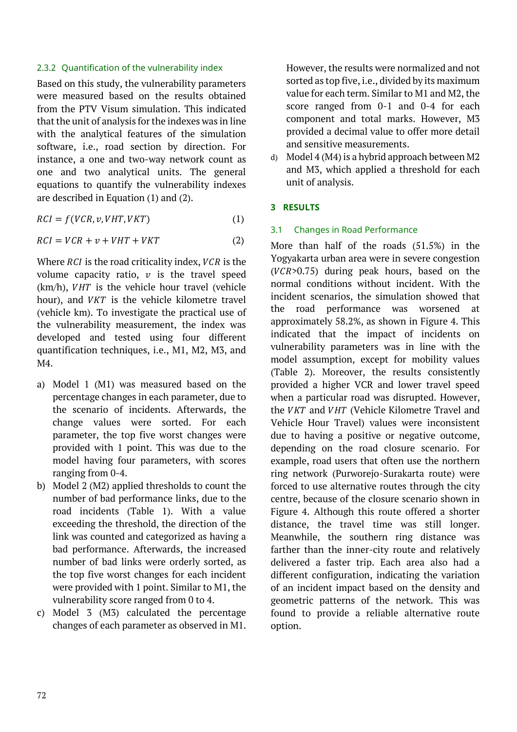### 2.3.2 Quantification of the vulnerability index

Based on this study, the vulnerability parameters were measured based on the results obtained from the PTV Visum simulation. This indicated that the unit of analysis for the indexes was in line with the analytical features of the simulation software, i.e., road section by direction. For instance, a one and two-way network count as one and two analytical units. The general equations to quantify the vulnerability indexes are described in Equation (1) and (2).

$$RCI = f(VCR, v, VHT, VKT) \tag{1}$$

$$RCI = VCR + v + VHT + VKT \tag{2}$$

Where $RCI$ is the road criticality index, $VCR$ is the volume capacity ratio, $v$ is the travel speed (km/h), $VHT$ is the vehicle hour travel (vehicle hour), and $VKT$ is the vehicle kilometre travel (vehicle km). To investigate the practical use of the vulnerability measurement, the index was developed and tested using four different quantification techniques, i.e., M1, M2, M3, and M4.

a) Model 1 (M1) was measured based on the percentage changes in each parameter, due to the scenario of incidents. Afterwards, the change values were sorted. For each parameter, the top five worst changes were provided with 1 point. This was due to the model having four parameters, with scores ranging from 0-4.

b) Model 2 (M2) applied thresholds to count the number of bad performance links, due to the road incidents (Table 1). With a value exceeding the threshold, the direction of the link was counted and categorized as having a bad performance. Afterwards, the increased number of bad links were orderly sorted, as the top five worst changes for each incident were provided with 1 point. Similar to M1, the vulnerability score ranged from 0 to 4.

c) Model 3 (M3) calculated the percentage changes of each parameter as observed in M1. However, the results were normalized and not sorted as top five, i.e., divided by its maximum value for each term. Similar to M1 and M2, the score ranged from 0-1 and 0-4 for each component and total marks. However, M3 provided a decimal value to offer more detail and sensitive measurements.

d) Model 4 (M4) is a hybrid approach between M2 and M3, which applied a threshold for each unit of analysis.

## 3 RESULTS

### 3.1 Changes in Road Performance

More than half of the roads (51.5%) in the Yogyakarta urban area were in severe congestion ($VCR$>0.75) during peak hours, based on the normal conditions without incident. With the incident scenarios, the simulation showed that the road performance was worsened at approximately 58.2%, as shown in Figure 4. This indicated that the impact of incidents on vulnerability parameters was in line with the model assumption, except for mobility values (Table 2). Moreover, the results consistently provided a higher VCR and lower travel speed when a particular road was disrupted. However, the $VKT$ and $VHT$ (Vehicle Kilometre Travel and Vehicle Hour Travel) values were inconsistent due to having a positive or negative outcome, depending on the road closure scenario. For example, road users that often use the northern ring network (Purworejo-Surakarta route) were forced to use alternative routes through the city centre, because of the closure scenario shown in Figure 4. Although this route offered a shorter distance, the travel time was still longer. Meanwhile, the southern ring distance was farther than the inner-city route and relatively delivered a faster trip. Each area also had a different configuration, indicating the variation of an incident impact based on the density and geometric patterns of the network. This was found to provide a reliable alternative route option.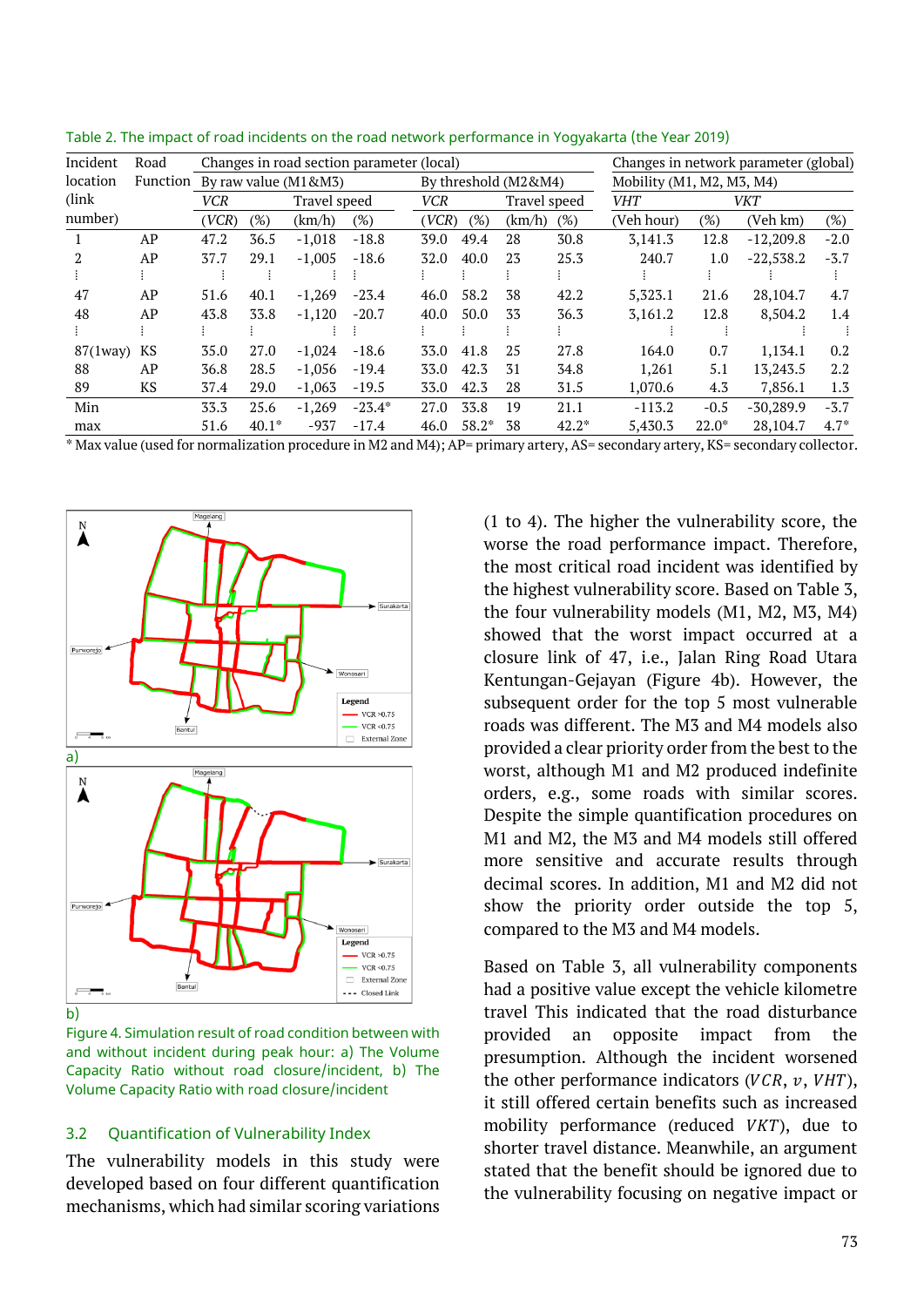Table 2. The impact of road incidents on the road network performance in Yogyakarta (the Year 2019)

| Incident location (link number) | Road Function | Changes in road section parameter (local) | | | | | | | | Changes in network parameter (global) | | | |
|---|---|---|---|---|---|---|---|---|---|---|---|---|---|
| | | By raw value (M1&M3) | | | | By threshold (M2&M4) | | | | Mobility (M1, M2, M3, M4) | | | |
| | | *VCR* | | Travel speed | | *VCR* | | Travel speed | | *VHT* | | *VKT* | |
| | | (*VCR*) | (%) | (km/h) | (%) | (*VCR*) | (%) | (km/h) | (%) | (Veh hour) | (%) | (Veh km) | (%) |
| 1 | AP | 47.2 | 36.5 | -1,018 | -18.8 | 39.0 | 49.4 | 28 | 30.8 | 3,141.3 | 12.8 | -12,209.8 | -2.0 |
| 2 | AP | 37.7 | 29.1 | -1,005 | -18.6 | 32.0 | 40.0 | 23 | 25.3 | 240.7 | 1.0 | -22,538.2 | -3.7 |
| ⋮ | ⋮ | ⋮ | ⋮ | ⋮ | ⋮ | ⋮ | ⋮ | ⋮ | ⋮ | ⋮ | ⋮ | ⋮ | ⋮ |
| 47 | AP | 51.6 | 40.1 | -1,269 | -23.4 | 46.0 | 58.2 | 38 | 42.2 | 5,323.1 | 21.6 | 28,104.7 | 4.7 |
| 48 | AP | 43.8 | 33.8 | -1,120 | -20.7 | 40.0 | 50.0 | 33 | 36.3 | 3,161.2 | 12.8 | 8,504.2 | 1.4 |
| ⋮ | ⋮ | ⋮ | ⋮ | ⋮ | ⋮ | ⋮ | ⋮ | ⋮ | ⋮ | ⋮ | ⋮ | ⋮ | ⋮ |
| 87(1way) | KS | 35.0 | 27.0 | -1,024 | -18.6 | 33.0 | 41.8 | 25 | 27.8 | 164.0 | 0.7 | 1,134.1 | 0.2 |
| 88 | AP | 36.8 | 28.5 | -1,056 | -19.4 | 33.0 | 42.3 | 31 | 34.8 | 1,261 | 5.1 | 13,243.5 | 2.2 |
| 89 | KS | 37.4 | 29.0 | -1,063 | -19.5 | 33.0 | 42.3 | 28 | 31.5 | 1,070.6 | 4.3 | 7,856.1 | 1.3 |
| Min | | 33.3 | 25.6 | -1,269 | -23.4* | 27.0 | 33.8 | 19 | 21.1 | -113.2 | -0.5 | -30,289.9 | -3.7 |
| max | | 51.6 | 40.1* | -937 | -17.4 | 46.0 | 58.2* | 38 | 42.2* | 5,430.3 | 22.0* | 28,104.7 | 4.7* |

\* Max value (used for normalization procedure in M2 and M4); AP= primary artery, AS= secondary artery, KS= secondary collector.

Figure 4. Simulation result of road condition between with and without incident during peak hour: a) The Volume Capacity Ratio without road closure/incident, b) The Volume Capacity Ratio with road closure/incident

### 3.2 Quantification of Vulnerability Index

The vulnerability models in this study were developed based on four different quantification mechanisms, which had similar scoring variations (1 to 4). The higher the vulnerability score, the worse the road performance impact. Therefore, the most critical road incident was identified by the highest vulnerability score. Based on Table 3, the four vulnerability models (M1, M2, M3, M4) showed that the worst impact occurred at a closure link of 47, i.e., Jalan Ring Road Utara Kentungan-Gejayan (Figure 4b). However, the subsequent order for the top 5 most vulnerable roads was different. The M3 and M4 models also provided a clear priority order from the best to the worst, although M1 and M2 produced indefinite orders, e.g., some roads with similar scores. Despite the simple quantification procedures on M1 and M2, the M3 and M4 models still offered more sensitive and accurate results through decimal scores. In addition, M1 and M2 did not show the priority order outside the top 5, compared to the M3 and M4 models.

Based on Table 3, all vulnerability components had a positive value except the vehicle kilometre travel This indicated that the road disturbance provided an opposite impact from the presumption. Although the incident worsened the other performance indicators ($VCR$, $v$, $VHT$), it still offered certain benefits such as increased mobility performance (reduced $VKT$), due to shorter travel distance. Meanwhile, an argument stated that the benefit should be ignored due to the vulnerability focusing on negative impact or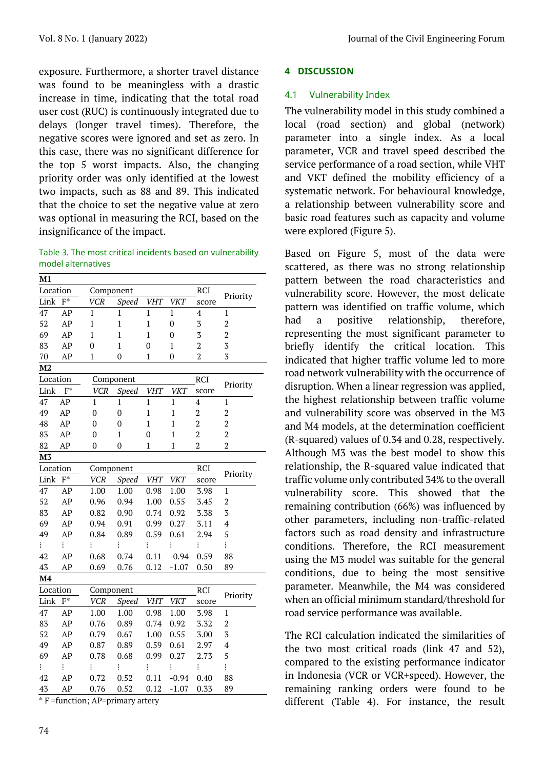exposure. Furthermore, a shorter travel distance was found to be meaningless with a drastic increase in time, indicating that the total road user cost (RUC) is continuously integrated due to delays (longer travel times). Therefore, the negative scores were ignored and set as zero. In this case, there was no significant difference for the top 5 worst impacts. Also, the changing priority order was only identified at the lowest two impacts, such as 88 and 89. This indicated that the choice to set the negative value at zero was optional in measuring the RCI, based on the insignificance of the impact.

Table 3. The most critical incidents based on vulnerability model alternatives

| Location | | Component | | | | RCI | Priority |
|---|---|---|---|---|---|---|---|
| Link | F* | *VCR* | *Speed* | *VHT* | *VKT* | score | |
| **M1** | | | | | | | |
| 47 | AP | 1 | 1 | 1 | 1 | 4 | 1 |
| 52 | AP | 1 | 1 | 1 | 0 | 3 | 2 |
| 69 | AP | 1 | 1 | 1 | 0 | 3 | 2 |
| 83 | AP | 0 | 1 | 0 | 1 | 2 | 3 |
| 70 | AP | 1 | 0 | 1 | 0 | 2 | 3 |
| **M2** | | | | | | | |
| 47 | AP | 1 | 1 | 1 | 1 | 4 | 1 |
| 49 | AP | 0 | 0 | 1 | 1 | 2 | 2 |
| 48 | AP | 0 | 0 | 1 | 1 | 2 | 2 |
| 83 | AP | 0 | 1 | 0 | 1 | 2 | 2 |
| 82 | AP | 0 | 0 | 1 | 1 | 2 | 2 |
| **M3** | | | | | | | |
| 47 | AP | 1.00 | 1.00 | 0.98 | 1.00 | 3.98 | 1 |
| 52 | AP | 0.96 | 0.94 | 1.00 | 0.55 | 3.45 | 2 |
| 83 | AP | 0.82 | 0.90 | 0.74 | 0.92 | 3.38 | 3 |
| 69 | AP | 0.94 | 0.91 | 0.99 | 0.27 | 3.11 | 4 |
| 49 | AP | 0.84 | 0.89 | 0.59 | 0.61 | 2.94 | 5 |
| ⋮ | ⋮ | ⋮ | ⋮ | ⋮ | ⋮ | ⋮ | ⋮ |
| 42 | AP | 0.68 | 0.74 | 0.11 | -0.94 | 0.59 | 88 |
| 43 | AP | 0.69 | 0.76 | 0.12 | -1.07 | 0.50 | 89 |
| **M4** | | | | | | | |
| 47 | AP | 1.00 | 1.00 | 0.98 | 1.00 | 3.98 | 1 |
| 83 | AP | 0.76 | 0.89 | 0.74 | 0.92 | 3.32 | 2 |
| 52 | AP | 0.79 | 0.67 | 1.00 | 0.55 | 3.00 | 3 |
| 49 | AP | 0.87 | 0.89 | 0.59 | 0.61 | 2.97 | 4 |
| 69 | AP | 0.78 | 0.68 | 0.99 | 0.27 | 2.73 | 5 |
| ⋮ | ⋮ | ⋮ | ⋮ | ⋮ | ⋮ | ⋮ | ⋮ |
| 42 | AP | 0.72 | 0.52 | 0.11 | -0.94 | 0.40 | 88 |
| 43 | AP | 0.76 | 0.52 | 0.12 | -1.07 | 0.33 | 89 |

\* F =function; AP=primary artery

## 4 DISCUSSION

### 4.1 Vulnerability Index

The vulnerability model in this study combined a local (road section) and global (network) parameter into a single index. As a local parameter, VCR and travel speed described the service performance of a road section, while VHT and VKT defined the mobility efficiency of a systematic network. For behavioural knowledge, a relationship between vulnerability score and basic road features such as capacity and volume were explored (Figure 5).

Based on Figure 5, most of the data were scattered, as there was no strong relationship pattern between the road characteristics and vulnerability score. However, the most delicate pattern was identified on traffic volume, which had a positive relationship, therefore, representing the most significant parameter to briefly identify the critical location. This indicated that higher traffic volume led to more road network vulnerability with the occurrence of disruption. When a linear regression was applied, the highest relationship between traffic volume and vulnerability score was observed in the M3 and M4 models, at the determination coefficient (R-squared) values of 0.34 and 0.28, respectively. Although M3 was the best model to show this relationship, the R-squared value indicated that traffic volume only contributed 34% to the overall vulnerability score. This showed that the remaining contribution (66%) was influenced by other parameters, including non-traffic-related factors such as road density and infrastructure conditions. Therefore, the RCI measurement using the M3 model was suitable for the general conditions, due to being the most sensitive parameter. Meanwhile, the M4 was considered when an official minimum standard/threshold for road service performance was available.

The RCI calculation indicated the similarities of the two most critical roads (link 47 and 52), compared to the existing performance indicator in Indonesia (VCR or VCR+speed). However, the remaining ranking orders were found to be different (Table 4). For instance, the result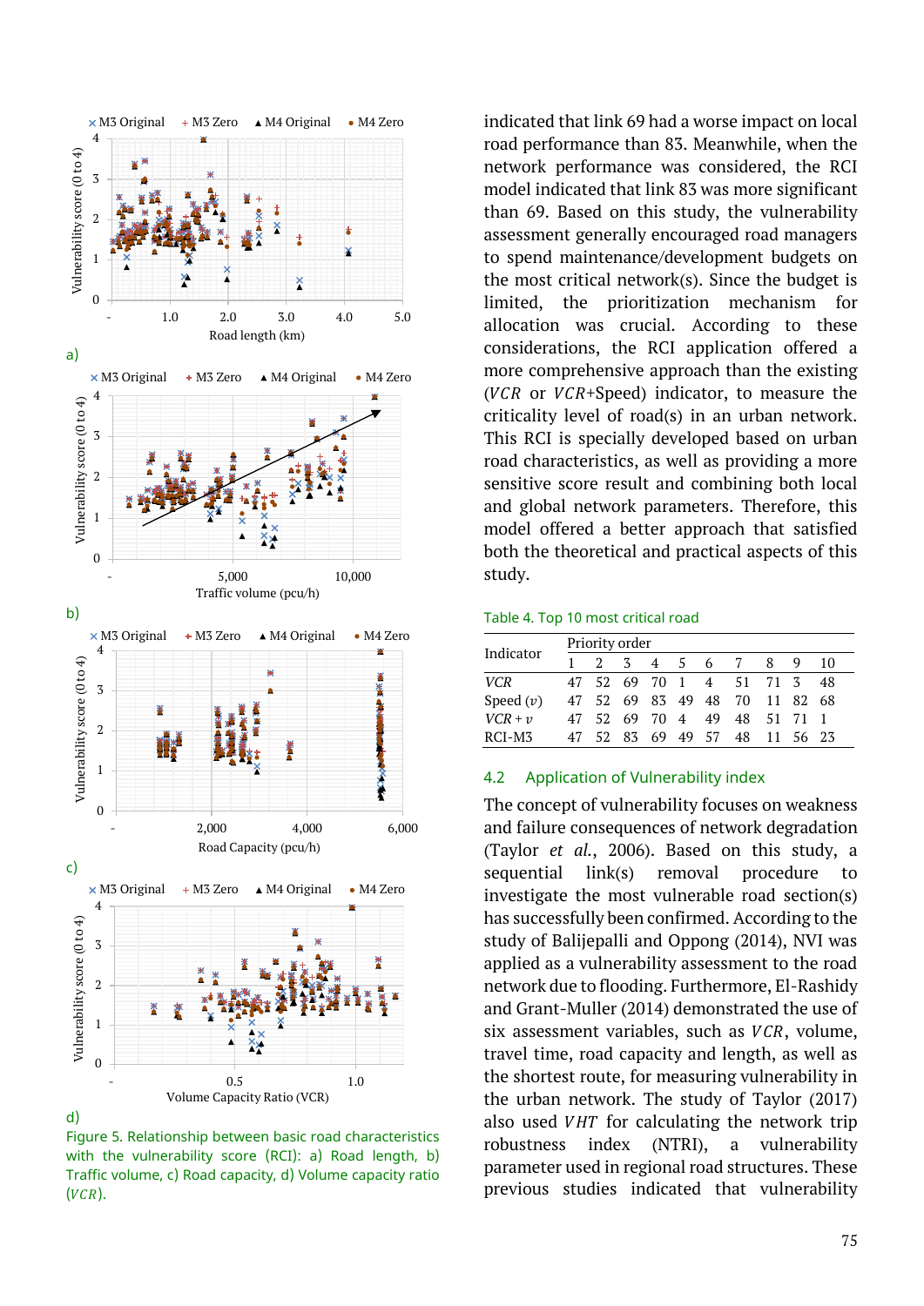Figure 5. Relationship between basic road characteristics with the vulnerability score (RCI): a) Road length, b) Traffic volume, c) Road capacity, d) Volume capacity ratio ($VCR$).

indicated that link 69 had a worse impact on local road performance than 83. Meanwhile, when the network performance was considered, the RCI model indicated that link 83 was more significant than 69. Based on this study, the vulnerability assessment generally encouraged road managers to spend maintenance/development budgets on the most critical network(s). Since the budget is limited, the prioritization mechanism for allocation was crucial. According to these considerations, the RCI application offered a more comprehensive approach than the existing ($VCR$ or $VCR$+Speed) indicator, to measure the criticality level of road(s) in an urban network. This RCI is specially developed based on urban road characteristics, as well as providing a more sensitive score result and combining both local and global network parameters. Therefore, this model offered a better approach that satisfied both the theoretical and practical aspects of this study.

Table 4. Top 10 most critical road

| Indicator | Priority order | | | | | | | | | |
|---|---|---|---|---|---|---|---|---|---|---|
| | 1 | 2 | 3 | 4 | 5 | 6 | 7 | 8 | 9 | 10 |
| $VCR$ | 47 | 52 | 69 | 70 | 1 | 4 | 51 | 71 | 3 | 48 |
| Speed ($v$) | 47 | 52 | 69 | 83 | 49 | 48 | 70 | 11 | 82 | 68 |
| $VCR + v$ | 47 | 52 | 69 | 70 | 4 | 49 | 48 | 51 | 71 | 1 |
| RCI-M3 | 47 | 52 | 83 | 69 | 49 | 57 | 48 | 11 | 56 | 23 |

## 4.2 Application of Vulnerability index

The concept of vulnerability focuses on weakness and failure consequences of network degradation (Taylor *et al.*, 2006). Based on this study, a sequential link(s) removal procedure to investigate the most vulnerable road section(s) has successfully been confirmed. According to the study of Balijepalli and Oppong (2014), NVI was applied as a vulnerability assessment to the road network due to flooding. Furthermore, El-Rashidy and Grant-Muller (2014) demonstrated the use of six assessment variables, such as $VCR$, volume, travel time, road capacity and length, as well as the shortest route, for measuring vulnerability in the urban network. The study of Taylor (2017) also used $VHT$ for calculating the network trip robustness index (NTRI), a vulnerability parameter used in regional road structures. These previous studies indicated that vulnerability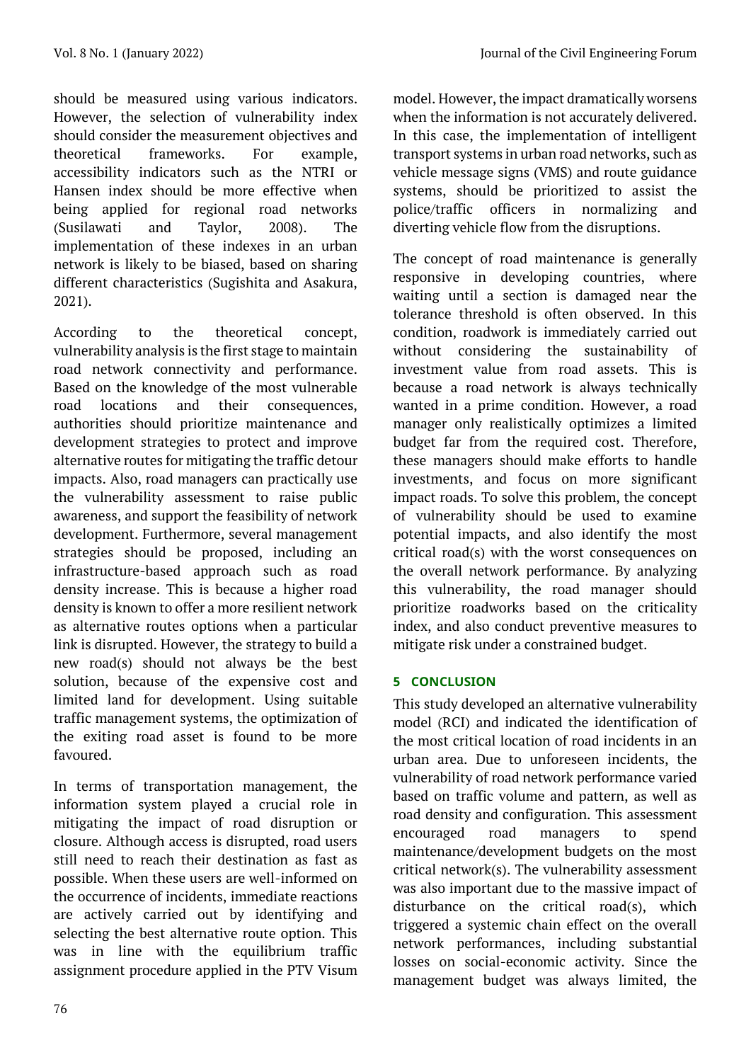should be measured using various indicators. However, the selection of vulnerability index should consider the measurement objectives and theoretical frameworks. For example, accessibility indicators such as the NTRI or Hansen index should be more effective when being applied for regional road networks (Susilawati and Taylor, 2008). The implementation of these indexes in an urban network is likely to be biased, based on sharing different characteristics (Sugishita and Asakura, 2021).

According to the theoretical concept, vulnerability analysis is the first stage to maintain road network connectivity and performance. Based on the knowledge of the most vulnerable road locations and their consequences, authorities should prioritize maintenance and development strategies to protect and improve alternative routes for mitigating the traffic detour impacts. Also, road managers can practically use the vulnerability assessment to raise public awareness, and support the feasibility of network development. Furthermore, several management strategies should be proposed, including an infrastructure-based approach such as road density increase. This is because a higher road density is known to offer a more resilient network as alternative routes options when a particular link is disrupted. However, the strategy to build a new road(s) should not always be the best solution, because of the expensive cost and limited land for development. Using suitable traffic management systems, the optimization of the exiting road asset is found to be more favoured.

In terms of transportation management, the information system played a crucial role in mitigating the impact of road disruption or closure. Although access is disrupted, road users still need to reach their destination as fast as possible. When these users are well-informed on the occurrence of incidents, immediate reactions are actively carried out by identifying and selecting the best alternative route option. This was in line with the equilibrium traffic assignment procedure applied in the PTV Visum model. However, the impact dramatically worsens when the information is not accurately delivered. In this case, the implementation of intelligent transport systems in urban road networks, such as vehicle message signs (VMS) and route guidance systems, should be prioritized to assist the police/traffic officers in normalizing and diverting vehicle flow from the disruptions.

The concept of road maintenance is generally responsive in developing countries, where waiting until a section is damaged near the tolerance threshold is often observed. In this condition, roadwork is immediately carried out without considering the sustainability of investment value from road assets. This is because a road network is always technically wanted in a prime condition. However, a road manager only realistically optimizes a limited budget far from the required cost. Therefore, these managers should make efforts to handle investments, and focus on more significant impact roads. To solve this problem, the concept of vulnerability should be used to examine potential impacts, and also identify the most critical road(s) with the worst consequences on the overall network performance. By analyzing this vulnerability, the road manager should prioritize roadworks based on the criticality index, and also conduct preventive measures to mitigate risk under a constrained budget.

## 5 CONCLUSION

This study developed an alternative vulnerability model (RCI) and indicated the identification of the most critical location of road incidents in an urban area. Due to unforeseen incidents, the vulnerability of road network performance varied based on traffic volume and pattern, as well as road density and configuration. This assessment encouraged road managers to spend maintenance/development budgets on the most critical network(s). The vulnerability assessment was also important due to the massive impact of disturbance on the critical road(s), which triggered a systemic chain effect on the overall network performances, including substantial losses on social-economic activity. Since the management budget was always limited, the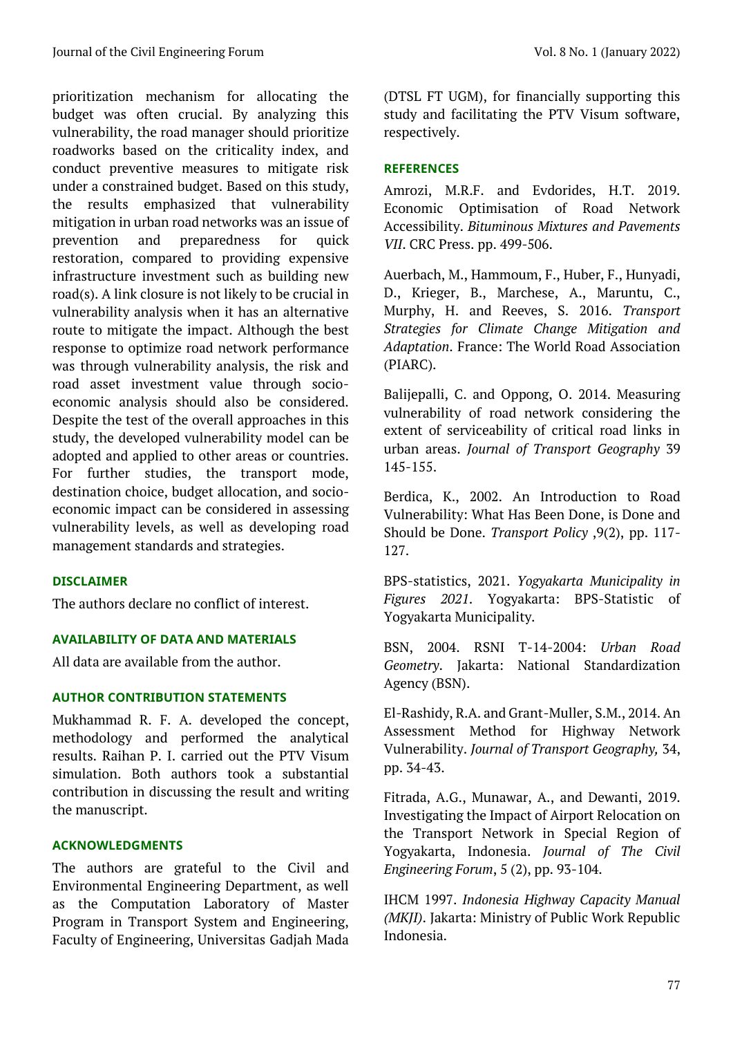prioritization mechanism for allocating the budget was often crucial. By analyzing this vulnerability, the road manager should prioritize roadworks based on the criticality index, and conduct preventive measures to mitigate risk under a constrained budget. Based on this study, the results emphasized that vulnerability mitigation in urban road networks was an issue of prevention and preparedness for quick restoration, compared to providing expensive infrastructure investment such as building new road(s). A link closure is not likely to be crucial in vulnerability analysis when it has an alternative route to mitigate the impact. Although the best response to optimize road network performance was through vulnerability analysis, the risk and road asset investment value through socio-economic analysis should also be considered. Despite the test of the overall approaches in this study, the developed vulnerability model can be adopted and applied to other areas or countries. For further studies, the transport mode, destination choice, budget allocation, and socio-economic impact can be considered in assessing vulnerability levels, as well as developing road management standards and strategies.

## DISCLAIMER

The authors declare no conflict of interest.

## AVAILABILITY OF DATA AND MATERIALS

All data are available from the author.

## AUTHOR CONTRIBUTION STATEMENTS

Mukhammad R. F. A. developed the concept, methodology and performed the analytical results. Raihan P. I. carried out the PTV Visum simulation. Both authors took a substantial contribution in discussing the result and writing the manuscript.

## ACKNOWLEDGMENTS

The authors are grateful to the Civil and Environmental Engineering Department, as well as the Computation Laboratory of Master Program in Transport System and Engineering, Faculty of Engineering, Universitas Gadjah Mada (DTSL FT UGM), for financially supporting this study and facilitating the PTV Visum software, respectively.

## REFERENCES

Amrozi, M.R.F. and Evdorides, H.T. 2019. Economic Optimisation of Road Network Accessibility. *Bituminous Mixtures and Pavements VII*. CRC Press. pp. 499-506.

Auerbach, M., Hammoum, F., Huber, F., Hunyadi, D., Krieger, B., Marchese, A., Maruntu, C., Murphy, H. and Reeves, S. 2016. *Transport Strategies for Climate Change Mitigation and Adaptation*. France: The World Road Association (PIARC).

Balijepalli, C. and Oppong, O. 2014. Measuring vulnerability of road network considering the extent of serviceability of critical road links in urban areas. *Journal of Transport Geography* 39 145-155.

Berdica, K., 2002. An Introduction to Road Vulnerability: What Has Been Done, is Done and Should be Done. *Transport Policy* ,9(2), pp. 117-127.

BPS-statistics, 2021. *Yogyakarta Municipality in Figures 2021*. Yogyakarta: BPS-Statistic of Yogyakarta Municipality.

BSN, 2004. RSNI T-14-2004: *Urban Road Geometry*. Jakarta: National Standardization Agency (BSN).

El-Rashidy, R.A. and Grant-Muller, S.M., 2014. An Assessment Method for Highway Network Vulnerability. *Journal of Transport Geography,* 34, pp. 34-43.

Fitrada, A.G., Munawar, A., and Dewanti, 2019. Investigating the Impact of Airport Relocation on the Transport Network in Special Region of Yogyakarta, Indonesia. *Journal of The Civil Engineering Forum*, 5 (2), pp. 93-104.

IHCM 1997. *Indonesia Highway Capacity Manual (MKJI)*. Jakarta: Ministry of Public Work Republic Indonesia.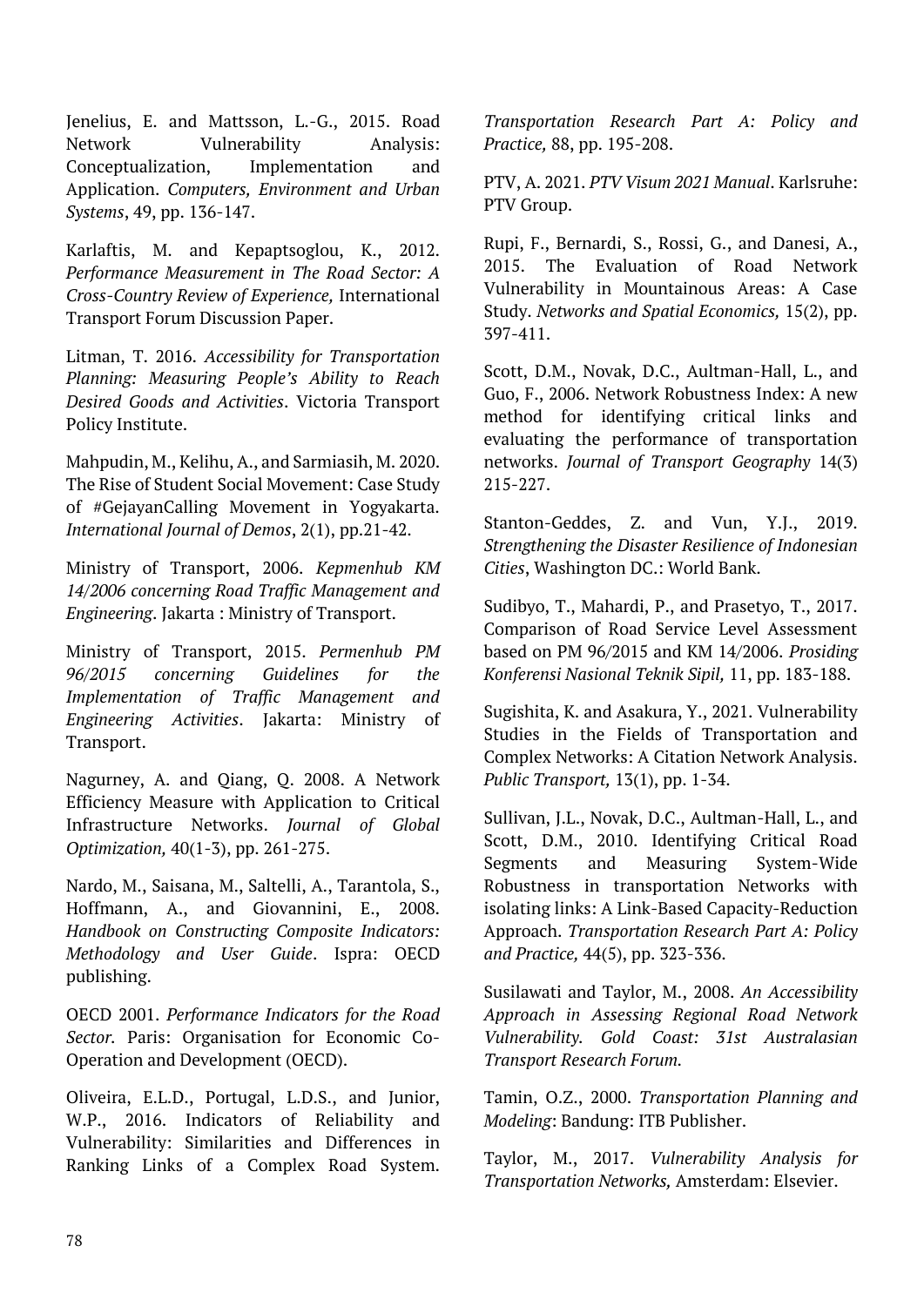Jenelius, E. and Mattsson, L.-G., 2015. Road Network Vulnerability Analysis: Conceptualization, Implementation and Application. *Computers, Environment and Urban Systems*, 49, pp. 136-147.

Karlaftis, M. and Kepaptsoglou, K., 2012. *Performance Measurement in The Road Sector: A Cross-Country Review of Experience,* International Transport Forum Discussion Paper.

Litman, T. 2016. *Accessibility for Transportation Planning: Measuring People's Ability to Reach Desired Goods and Activities*. Victoria Transport Policy Institute.

Mahpudin, M., Kelihu, A., and Sarmiasih, M. 2020. The Rise of Student Social Movement: Case Study of #GejayanCalling Movement in Yogyakarta. *International Journal of Demos*, 2(1), pp.21-42.

Ministry of Transport, 2006. *Kepmenhub KM 14/2006 concerning Road Traffic Management and Engineering*. Jakarta : Ministry of Transport.

Ministry of Transport, 2015. *Permenhub PM 96/2015 concerning Guidelines for the Implementation of Traffic Management and Engineering Activities*. Jakarta: Ministry of Transport.

Nagurney, A. and Qiang, Q. 2008. A Network Efficiency Measure with Application to Critical Infrastructure Networks. *Journal of Global Optimization,* 40(1-3), pp. 261-275.

Nardo, M., Saisana, M., Saltelli, A., Tarantola, S., Hoffmann, A., and Giovannini, E., 2008. *Handbook on Constructing Composite Indicators: Methodology and User Guide*. Ispra: OECD publishing.

OECD 2001. *Performance Indicators for the Road Sector.* Paris: Organisation for Economic Co-Operation and Development (OECD).

Oliveira, E.L.D., Portugal, L.D.S., and Junior, W.P., 2016. Indicators of Reliability and Vulnerability: Similarities and Differences in Ranking Links of a Complex Road System. *Transportation Research Part A: Policy and Practice,* 88, pp. 195-208.

PTV, A. 2021. *PTV Visum 2021 Manual*. Karlsruhe: PTV Group.

Rupi, F., Bernardi, S., Rossi, G., and Danesi, A., 2015. The Evaluation of Road Network Vulnerability in Mountainous Areas: A Case Study. *Networks and Spatial Economics,* 15(2), pp. 397-411.

Scott, D.M., Novak, D.C., Aultman-Hall, L., and Guo, F., 2006. Network Robustness Index: A new method for identifying critical links and evaluating the performance of transportation networks. *Journal of Transport Geography* 14(3) 215-227.

Stanton-Geddes, Z. and Vun, Y.J., 2019. *Strengthening the Disaster Resilience of Indonesian Cities*, Washington DC.: World Bank.

Sudibyo, T., Mahardi, P., and Prasetyo, T., 2017. Comparison of Road Service Level Assessment based on PM 96/2015 and KM 14/2006. *Prosiding Konferensi Nasional Teknik Sipil,* 11, pp. 183-188.

Sugishita, K. and Asakura, Y., 2021. Vulnerability Studies in the Fields of Transportation and Complex Networks: A Citation Network Analysis. *Public Transport,* 13(1), pp. 1-34.

Sullivan, J.L., Novak, D.C., Aultman-Hall, L., and Scott, D.M., 2010. Identifying Critical Road Segments and Measuring System-Wide Robustness in transportation Networks with isolating links: A Link-Based Capacity-Reduction Approach. *Transportation Research Part A: Policy and Practice,* 44(5), pp. 323-336.

Susilawati and Taylor, M., 2008. *An Accessibility Approach in Assessing Regional Road Network Vulnerability. Gold Coast: 31st Australasian Transport Research Forum.*

Tamin, O.Z., 2000. *Transportation Planning and Modeling*: Bandung: ITB Publisher.

Taylor, M., 2017. *Vulnerability Analysis for Transportation Networks,* Amsterdam: Elsevier.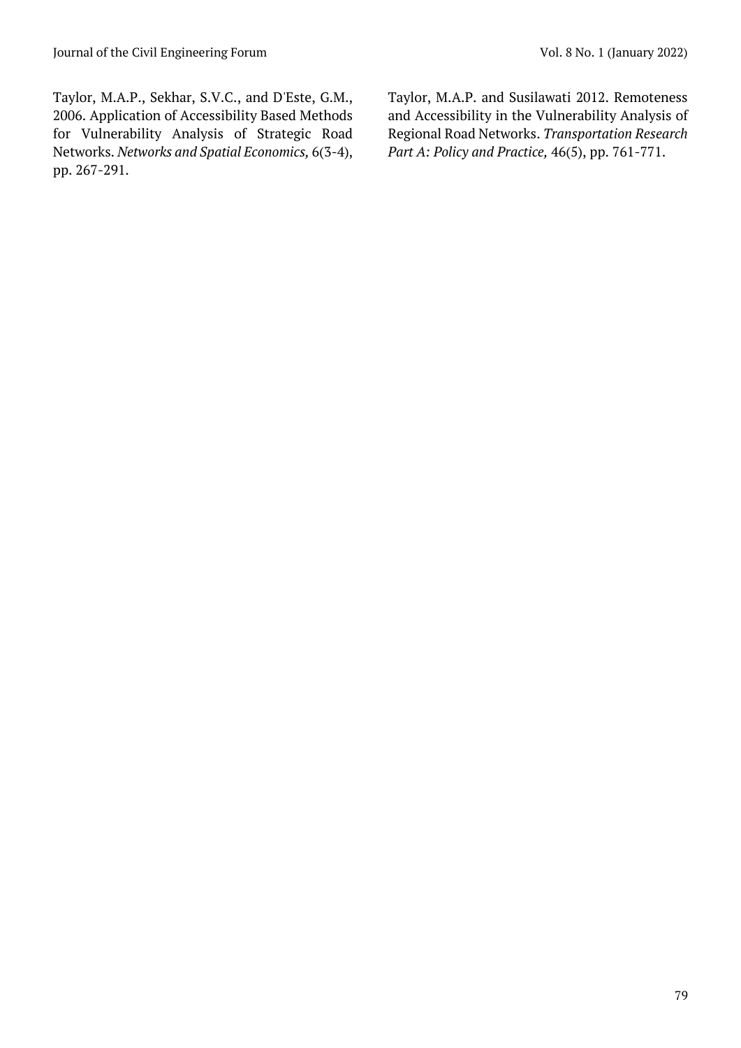Taylor, M.A.P., Sekhar, S.V.C., and D'Este, G.M., 2006. Application of Accessibility Based Methods for Vulnerability Analysis of Strategic Road Networks. *Networks and Spatial Economics,* 6(3-4), pp. 267-291.

Taylor, M.A.P. and Susilawati 2012. Remoteness and Accessibility in the Vulnerability Analysis of Regional Road Networks. *Transportation Research Part A: Policy and Practice,* 46(5), pp. 761-771.